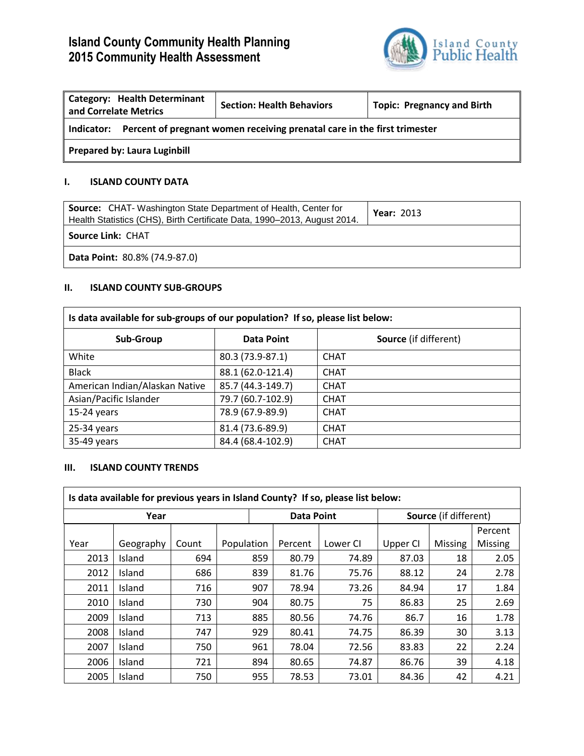# Island County Community Health Planning
# 2015 Community Health Assessment

| | | |
|---|---|---|
| **Category: Health Determinant and Correlate Metrics** | **Section: Health Behaviors** | **Topic: Pregnancy and Birth** |
| **Indicator: Percent of pregnant women receiving prenatal care in the first trimester** | | |
| **Prepared by: Laura Luginbill** | | |

## I. ISLAND COUNTY DATA

| | |
|---|---|
| **Source:** CHAT- Washington State Department of Health, Center for Health Statistics (CHS), Birth Certificate Data, 1990–2013, August 2014. | **Year:** 2013 |
| **Source Link:** CHAT | |
| **Data Point:** 80.8% (74.9-87.0) | |

## II. ISLAND COUNTY SUB-GROUPS

**Is data available for sub-groups of our population? If so, please list below:**

| Sub-Group | Data Point | Source (if different) |
|---|---|---|
| White | 80.3 (73.9-87.1) | CHAT |
| Black | 88.1 (62.0-121.4) | CHAT |
| American Indian/Alaskan Native | 85.7 (44.3-149.7) | CHAT |
| Asian/Pacific Islander | 79.7 (60.7-102.9) | CHAT |
| 15-24 years | 78.9 (67.9-89.9) | CHAT |
| 25-34 years | 81.4 (73.6-89.9) | CHAT |
| 35-49 years | 84.4 (68.4-102.9) | CHAT |

## III. ISLAND COUNTY TRENDS

**Is data available for previous years in Island County? If so, please list below:**

| Year | | | | Data Point | | Source (if different) | | |
|---|---|---|---|---|---|---|---|---|
| Year | Geography | Count | Population | Percent | Lower CI | Upper CI | Missing | Percent Missing |
| 2013 | Island | 694 | 859 | 80.79 | 74.89 | 87.03 | 18 | 2.05 |
| 2012 | Island | 686 | 839 | 81.76 | 75.76 | 88.12 | 24 | 2.78 |
| 2011 | Island | 716 | 907 | 78.94 | 73.26 | 84.94 | 17 | 1.84 |
| 2010 | Island | 730 | 904 | 80.75 | 75 | 86.83 | 25 | 2.69 |
| 2009 | Island | 713 | 885 | 80.56 | 74.76 | 86.7 | 16 | 1.78 |
| 2008 | Island | 747 | 929 | 80.41 | 74.75 | 86.39 | 30 | 3.13 |
| 2007 | Island | 750 | 961 | 78.04 | 72.56 | 83.83 | 22 | 2.24 |
| 2006 | Island | 721 | 894 | 80.65 | 74.87 | 86.76 | 39 | 4.18 |
| 2005 | Island | 750 | 955 | 78.53 | 73.01 | 84.36 | 42 | 4.21 |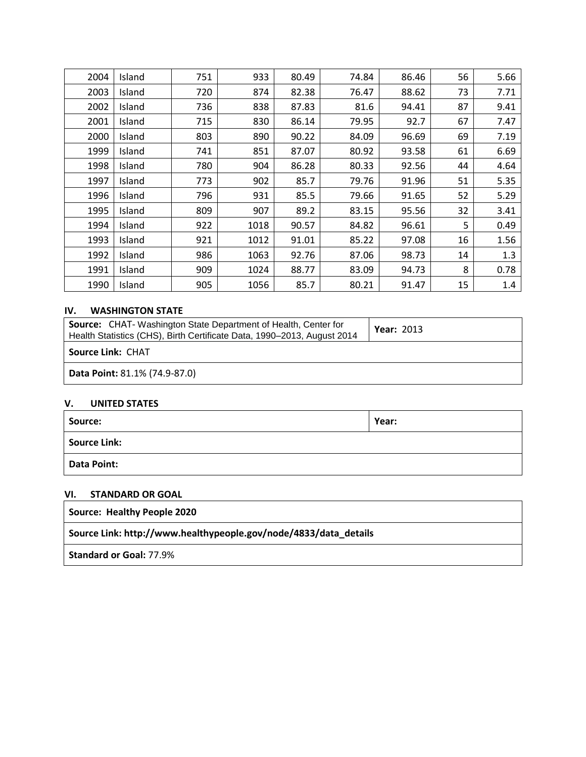| | | | | | | | | |
|---|---|---|---|---|---|---|---|---|
| 2004 | Island | 751 | 933 | 80.49 | 74.84 | 86.46 | 56 | 5.66 |
| 2003 | Island | 720 | 874 | 82.38 | 76.47 | 88.62 | 73 | 7.71 |
| 2002 | Island | 736 | 838 | 87.83 | 81.6 | 94.41 | 87 | 9.41 |
| 2001 | Island | 715 | 830 | 86.14 | 79.95 | 92.7 | 67 | 7.47 |
| 2000 | Island | 803 | 890 | 90.22 | 84.09 | 96.69 | 69 | 7.19 |
| 1999 | Island | 741 | 851 | 87.07 | 80.92 | 93.58 | 61 | 6.69 |
| 1998 | Island | 780 | 904 | 86.28 | 80.33 | 92.56 | 44 | 4.64 |
| 1997 | Island | 773 | 902 | 85.7 | 79.76 | 91.96 | 51 | 5.35 |
| 1996 | Island | 796 | 931 | 85.5 | 79.66 | 91.65 | 52 | 5.29 |
| 1995 | Island | 809 | 907 | 89.2 | 83.15 | 95.56 | 32 | 3.41 |
| 1994 | Island | 922 | 1018 | 90.57 | 84.82 | 96.61 | 5 | 0.49 |
| 1993 | Island | 921 | 1012 | 91.01 | 85.22 | 97.08 | 16 | 1.56 |
| 1992 | Island | 986 | 1063 | 92.76 | 87.06 | 98.73 | 14 | 1.3 |
| 1991 | Island | 909 | 1024 | 88.77 | 83.09 | 94.73 | 8 | 0.78 |
| 1990 | Island | 905 | 1056 | 85.7 | 80.21 | 91.47 | 15 | 1.4 |

## IV. WASHINGTON STATE

| | |
|---|---|
| **Source:** CHAT- Washington State Department of Health, Center for Health Statistics (CHS), Birth Certificate Data, 1990–2013, August 2014 | **Year:** 2013 |
| **Source Link:** CHAT | |
| **Data Point:** 81.1% (74.9-87.0) | |

## V. UNITED STATES

| | |
|---|---|
| **Source:** | **Year:** |
| **Source Link:** | |
| **Data Point:** | |

## VI. STANDARD OR GOAL

| |
|---|
| **Source: Healthy People 2020** |
| **Source Link: http://www.healthypeople.gov/node/4833/data_details** |
| **Standard or Goal:** 77.9% |